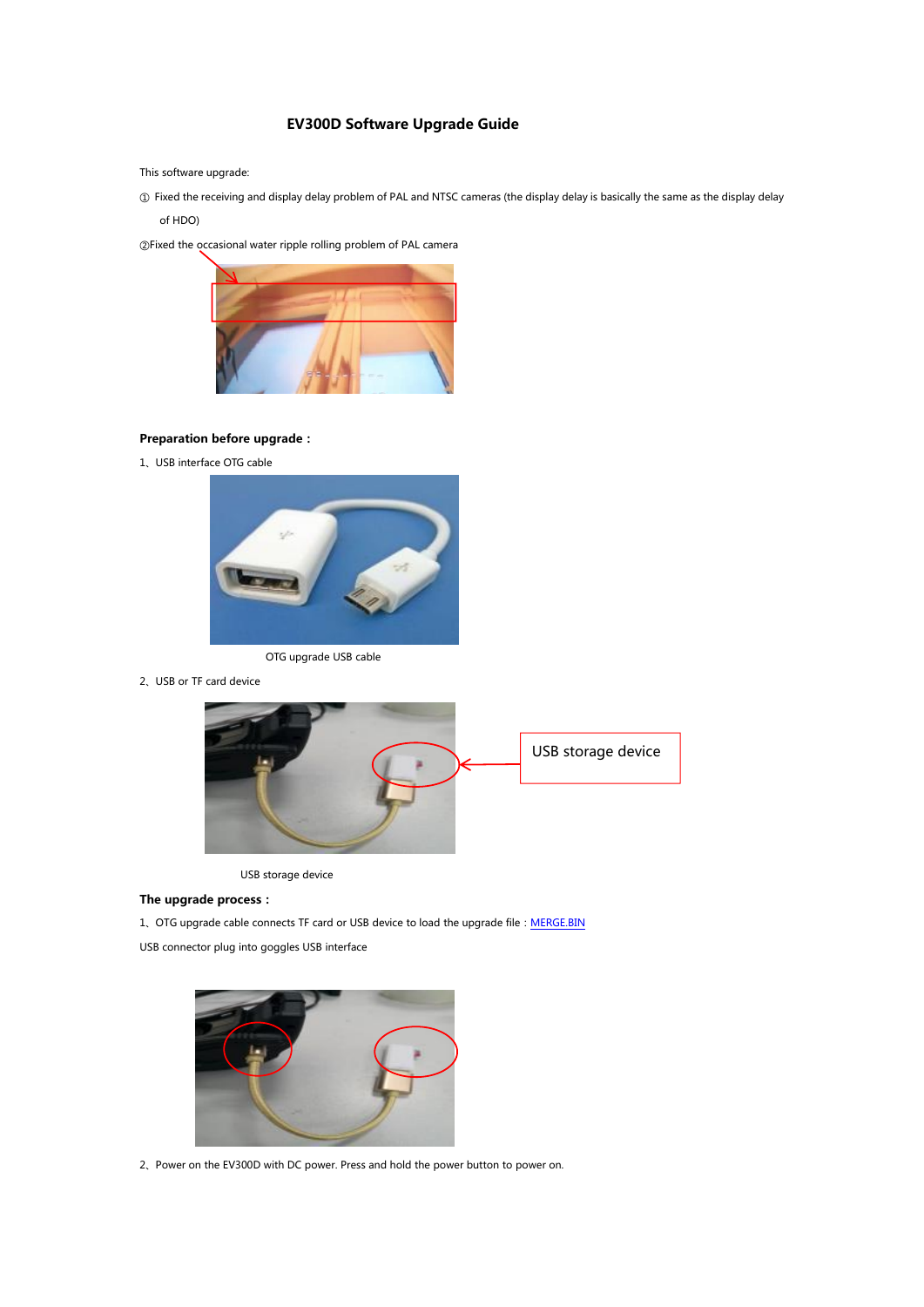# EV300D Software Upgrade Guide

This software upgrade:

① Fixed the receiving and display delay problem of PAL and NTSC cameras (the display delay is basically the same as the display delay of HDO)

②Fixed the occasional water ripple rolling problem of PAL camera

**Preparation before upgrade：**

1、USB interface OTG cable

OTG upgrade USB cable

2、USB or TF card device

USB storage device

USB storage device

**The upgrade process：**

1、OTG upgrade cable connects TF card or USB device to load the upgrade file：MERGE.BIN

USB connector plug into goggles USB interface

2、Power on the EV300D with DC power. Press and hold the power button to power on.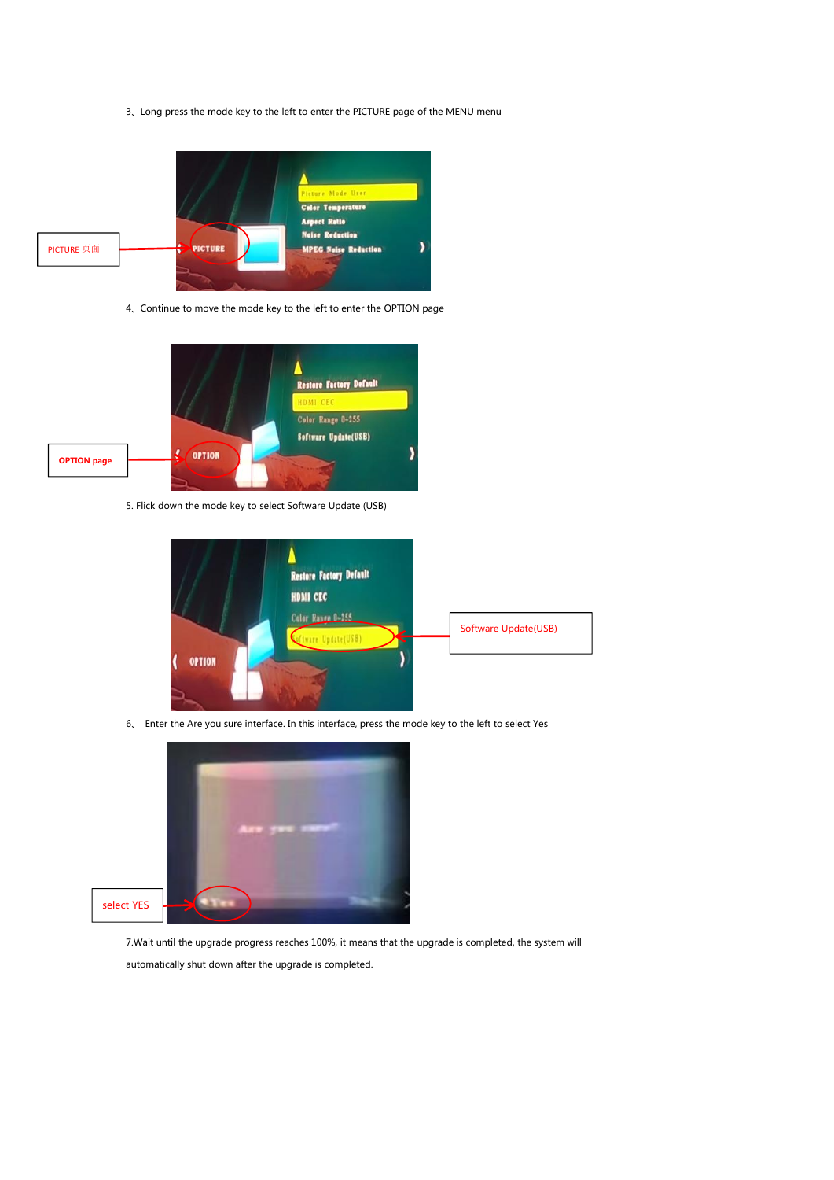3、Long press the mode key to the left to enter the PICTURE page of the MENU menu

PICTURE 页面

4、Continue to move the mode key to the left to enter the OPTION page

OPTION page

5. Flick down the mode key to select Software Update (USB)

Software Update(USB)

6、 Enter the Are you sure interface. In this interface, press the mode key to the left to select Yes

select YES

7.Wait until the upgrade progress reaches 100%, it means that the upgrade is completed, the system will automatically shut down after the upgrade is completed.